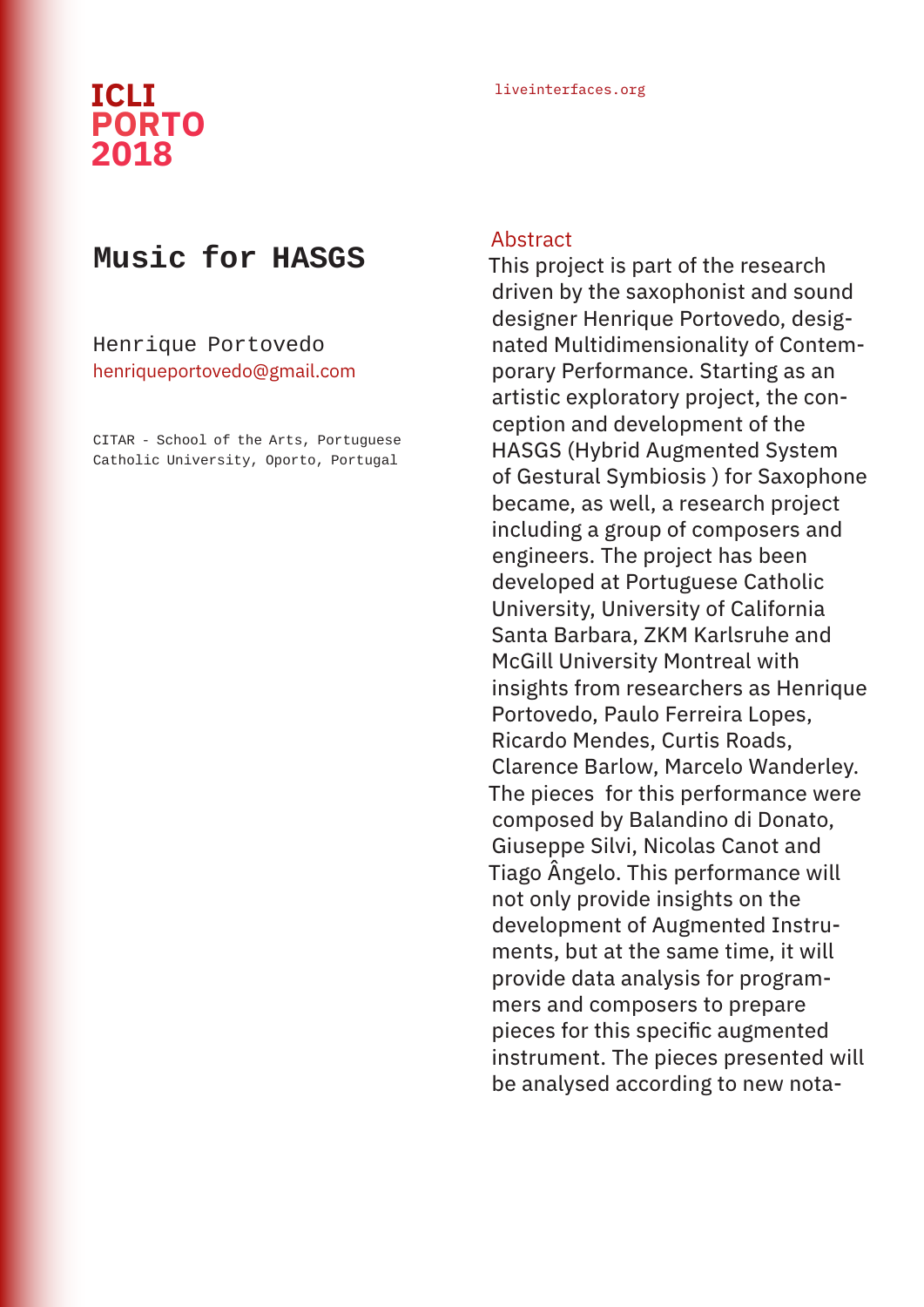# Music for HASGS

Henrique Portovedo
henriqueportovedo@gmail.com

CITAR - School of the Arts, Portuguese Catholic University, Oporto, Portugal

## Abstract

This project is part of the research driven by the saxophonist and sound designer Henrique Portovedo, designated Multidimensionality of Contemporary Performance. Starting as an artistic exploratory project, the conception and development of the HASGS (Hybrid Augmented System of Gestural Symbiosis ) for Saxophone became, as well, a research project including a group of composers and engineers. The project has been developed at Portuguese Catholic University, University of California Santa Barbara, ZKM Karlsruhe and McGill University Montreal with insights from researchers as Henrique Portovedo, Paulo Ferreira Lopes, Ricardo Mendes, Curtis Roads, Clarence Barlow, Marcelo Wanderley. The pieces for this performance were composed by Balandino di Donato, Giuseppe Silvi, Nicolas Canot and Tiago Ângelo. This performance will not only provide insights on the development of Augmented Instruments, but at the same time, it will provide data analysis for programmers and composers to prepare pieces for this specific augmented instrument. The pieces presented will be analysed according to new nota-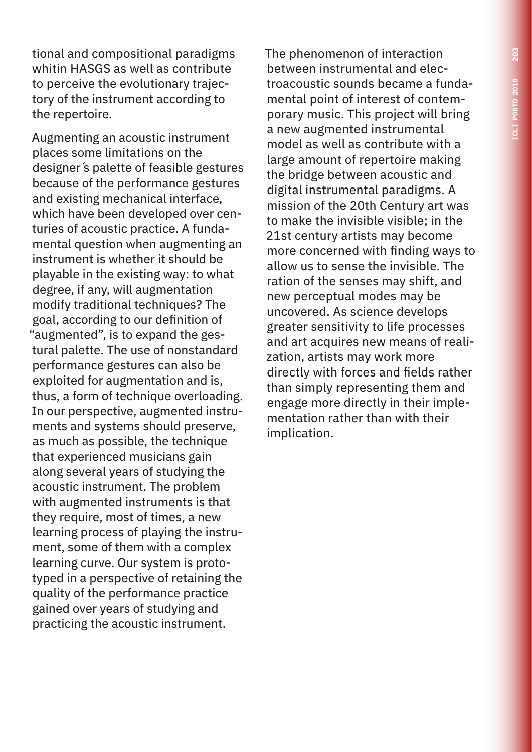tional and compositional paradigms whitin HASGS as well as contribute to perceive the evolutionary trajectory of the instrument according to the repertoire.

Augmenting an acoustic instrument places some limitations on the designer´s palette of feasible gestures because of the performance gestures and existing mechanical interface, which have been developed over centuries of acoustic practice. A fundamental question when augmenting an instrument is whether it should be playable in the existing way: to what degree, if any, will augmentation modify traditional techniques? The goal, according to our definition of "augmented", is to expand the gestural palette. The use of nonstandard performance gestures can also be exploited for augmentation and is, thus, a form of technique overloading. In our perspective, augmented instruments and systems should preserve, as much as possible, the technique that experienced musicians gain along several years of studying the acoustic instrument. The problem with augmented instruments is that they require, most of times, a new learning process of playing the instrument, some of them with a complex learning curve. Our system is prototyped in a perspective of retaining the quality of the performance practice gained over years of studying and practicing the acoustic instrument.

The phenomenon of interaction between instrumental and electroacoustic sounds became a fundamental point of interest of contemporary music. This project will bring a new augmented instrumental model as well as contribute with a large amount of repertoire making the bridge between acoustic and digital instrumental paradigms. A mission of the 20th Century art was to make the invisible visible; in the 21st century artists may become more concerned with finding ways to allow us to sense the invisible. The ration of the senses may shift, and new perceptual modes may be uncovered. As science develops greater sensitivity to life processes and art acquires new means of realization, artists may work more directly with forces and fields rather than simply representing them and engage more directly in their implementation rather than with their implication.